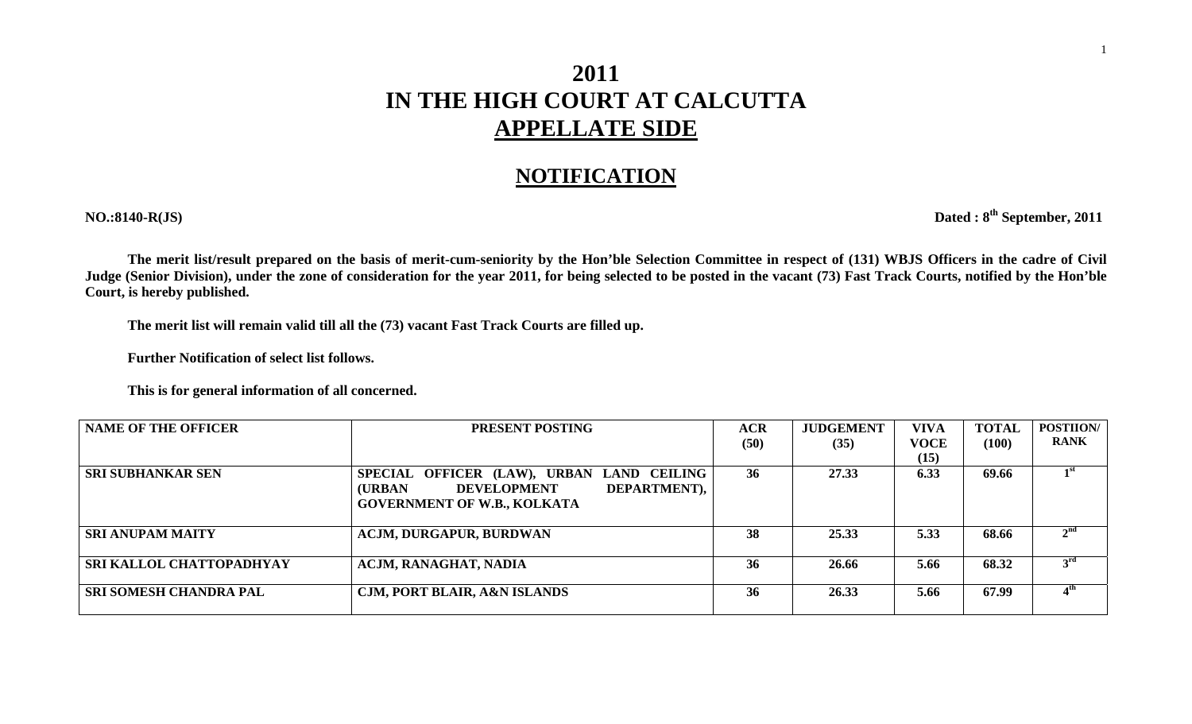# 2011
# IN THE HIGH COURT AT CALCUTTA
# APPELLATE SIDE

## NOTIFICATION

**NO.:8140-R(JS)** **Dated : 8th September, 2011**

**The merit list/result prepared on the basis of merit-cum-seniority by the Hon'ble Selection Committee in respect of (131) WBJS Officers in the cadre of Civil Judge (Senior Division), under the zone of consideration for the year 2011, for being selected to be posted in the vacant (73) Fast Track Courts, notified by the Hon'ble Court, is hereby published.**

**The merit list will remain valid till all the (73) vacant Fast Track Courts are filled up.**

**Further Notification of select list follows.**

**This is for general information of all concerned.**

| NAME OF THE OFFICER | PRESENT POSTING | ACR (50) | JUDGEMENT (35) | VIVA VOCE (15) | TOTAL (100) | POSTIION/ RANK |
|---|---|---|---|---|---|---|
| SRI SUBHANKAR SEN | SPECIAL OFFICER (LAW), URBAN LAND CEILING (URBAN DEVELOPMENT DEPARTMENT), GOVERNMENT OF W.B., KOLKATA | 36 | 27.33 | 6.33 | 69.66 | 1st |
| SRI ANUPAM MAITY | ACJM, DURGAPUR, BURDWAN | 38 | 25.33 | 5.33 | 68.66 | 2nd |
| SRI KALLOL CHATTOPADHYAY | ACJM, RANAGHAT, NADIA | 36 | 26.66 | 5.66 | 68.32 | 3rd |
| SRI SOMESH CHANDRA PAL | CJM, PORT BLAIR, A&N ISLANDS | 36 | 26.33 | 5.66 | 67.99 | 4th |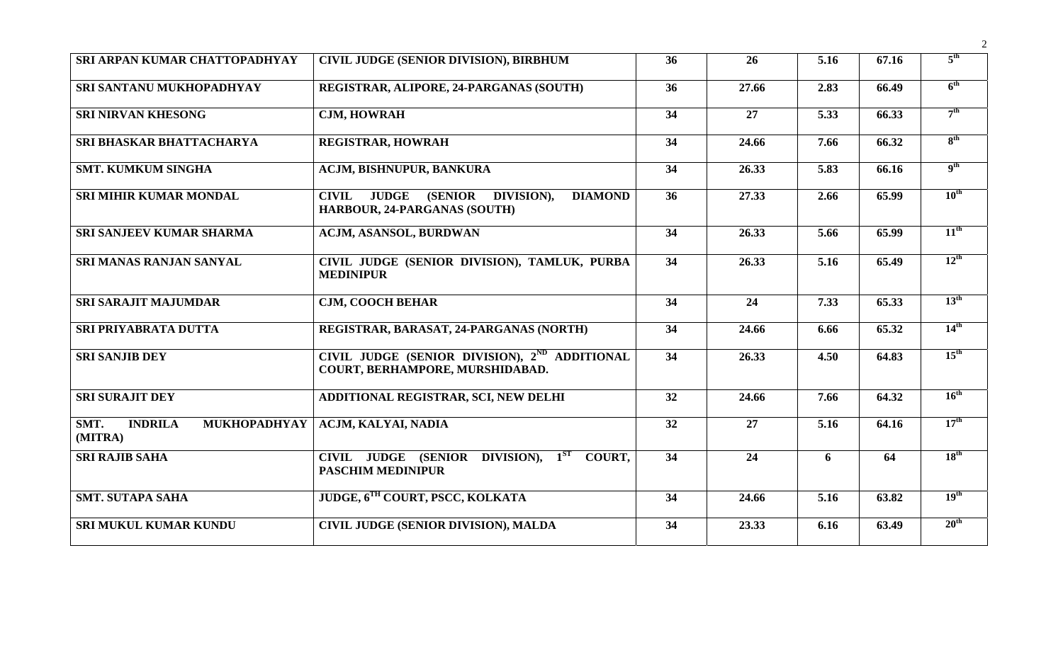| | | | | | | |
|---|---|---|---|---|---|---|
| SRI ARPAN KUMAR CHATTOPADHYAY | CIVIL JUDGE (SENIOR DIVISION), BIRBHUM | 36 | 26 | 5.16 | 67.16 | 5th |
| SRI SANTANU MUKHOPADHYAY | REGISTRAR, ALIPORE, 24-PARGANAS (SOUTH) | 36 | 27.66 | 2.83 | 66.49 | 6th |
| SRI NIRVAN KHESONG | CJM, HOWRAH | 34 | 27 | 5.33 | 66.33 | 7th |
| SRI BHASKAR BHATTACHARYA | REGISTRAR, HOWRAH | 34 | 24.66 | 7.66 | 66.32 | 8th |
| SMT. KUMKUM SINGHA | ACJM, BISHNUPUR, BANKURA | 34 | 26.33 | 5.83 | 66.16 | 9th |
| SRI MIHIR KUMAR MONDAL | CIVIL JUDGE (SENIOR DIVISION), DIAMOND HARBOUR, 24-PARGANAS (SOUTH) | 36 | 27.33 | 2.66 | 65.99 | 10th |
| SRI SANJEEV KUMAR SHARMA | ACJM, ASANSOL, BURDWAN | 34 | 26.33 | 5.66 | 65.99 | 11th |
| SRI MANAS RANJAN SANYAL | CIVIL JUDGE (SENIOR DIVISION), TAMLUK, PURBA MEDINIPUR | 34 | 26.33 | 5.16 | 65.49 | 12th |
| SRI SARAJIT MAJUMDAR | CJM, COOCH BEHAR | 34 | 24 | 7.33 | 65.33 | 13th |
| SRI PRIYABRATA DUTTA | REGISTRAR, BARASAT, 24-PARGANAS (NORTH) | 34 | 24.66 | 6.66 | 65.32 | 14th |
| SRI SANJIB DEY | CIVIL JUDGE (SENIOR DIVISION), 2ND ADDITIONAL COURT, BERHAMPORE, MURSHIDABAD. | 34 | 26.33 | 4.50 | 64.83 | 15th |
| SRI SURAJIT DEY | ADDITIONAL REGISTRAR, SCI, NEW DELHI | 32 | 24.66 | 7.66 | 64.32 | 16th |
| SMT. INDRILA MUKHOPADHYAY (MITRA) | ACJM, KALYAI, NADIA | 32 | 27 | 5.16 | 64.16 | 17th |
| SRI RAJIB SAHA | CIVIL JUDGE (SENIOR DIVISION), 1ST COURT, PASCHIM MEDINIPUR | 34 | 24 | 6 | 64 | 18th |
| SMT. SUTAPA SAHA | JUDGE, 6TH COURT, PSCC, KOLKATA | 34 | 24.66 | 5.16 | 63.82 | 19th |
| SRI MUKUL KUMAR KUNDU | CIVIL JUDGE (SENIOR DIVISION), MALDA | 34 | 23.33 | 6.16 | 63.49 | 20th |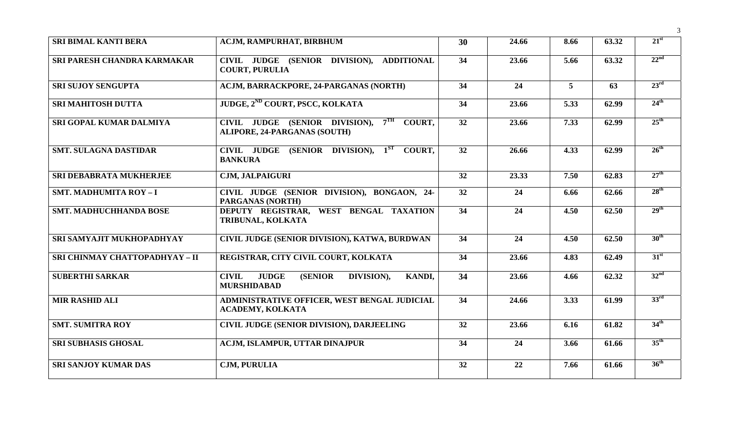| SRI BIMAL KANTI BERA | ACJM, RAMPURHAT, BIRBHUM | 30 | 24.66 | 8.66 | 63.32 | 21st |
|---|---|---|---|---|---|---|
| SRI PARESH CHANDRA KARMAKAR | CIVIL JUDGE (SENIOR DIVISION), ADDITIONAL COURT, PURULIA | 34 | 23.66 | 5.66 | 63.32 | 22nd |
| SRI SUJOY SENGUPTA | ACJM, BARRACKPORE, 24-PARGANAS (NORTH) | 34 | 24 | 5 | 63 | 23rd |
| SRI MAHITOSH DUTTA | JUDGE, 2ND COURT, PSCC, KOLKATA | 34 | 23.66 | 5.33 | 62.99 | 24th |
| SRI GOPAL KUMAR DALMIYA | CIVIL JUDGE (SENIOR DIVISION), 7TH COURT, ALIPORE, 24-PARGANAS (SOUTH) | 32 | 23.66 | 7.33 | 62.99 | 25th |
| SMT. SULAGNA DASTIDAR | CIVIL JUDGE (SENIOR DIVISION), 1ST COURT, BANKURA | 32 | 26.66 | 4.33 | 62.99 | 26th |
| SRI DEBABRATA MUKHERJEE | CJM, JALPAIGURI | 32 | 23.33 | 7.50 | 62.83 | 27th |
| SMT. MADHUMITA ROY – I | CIVIL JUDGE (SENIOR DIVISION), BONGAON, 24-PARGANAS (NORTH) | 32 | 24 | 6.66 | 62.66 | 28th |
| SMT. MADHUCHHANDA BOSE | DEPUTY REGISTRAR, WEST BENGAL TAXATION TRIBUNAL, KOLKATA | 34 | 24 | 4.50 | 62.50 | 29th |
| SRI SAMYAJIT MUKHOPADHYAY | CIVIL JUDGE (SENIOR DIVISION), KATWA, BURDWAN | 34 | 24 | 4.50 | 62.50 | 30th |
| SRI CHINMAY CHATTOPADHYAY – II | REGISTRAR, CITY CIVIL COURT, KOLKATA | 34 | 23.66 | 4.83 | 62.49 | 31st |
| SUBERTHI SARKAR | CIVIL JUDGE (SENIOR DIVISION), KANDI, MURSHIDABAD | 34 | 23.66 | 4.66 | 62.32 | 32nd |
| MIR RASHID ALI | ADMINISTRATIVE OFFICER, WEST BENGAL JUDICIAL ACADEMY, KOLKATA | 34 | 24.66 | 3.33 | 61.99 | 33rd |
| SMT. SUMITRA ROY | CIVIL JUDGE (SENIOR DIVISION), DARJEELING | 32 | 23.66 | 6.16 | 61.82 | 34th |
| SRI SUBHASIS GHOSAL | ACJM, ISLAMPUR, UTTAR DINAJPUR | 34 | 24 | 3.66 | 61.66 | 35th |
| SRI SANJOY KUMAR DAS | CJM, PURULIA | 32 | 22 | 7.66 | 61.66 | 36th |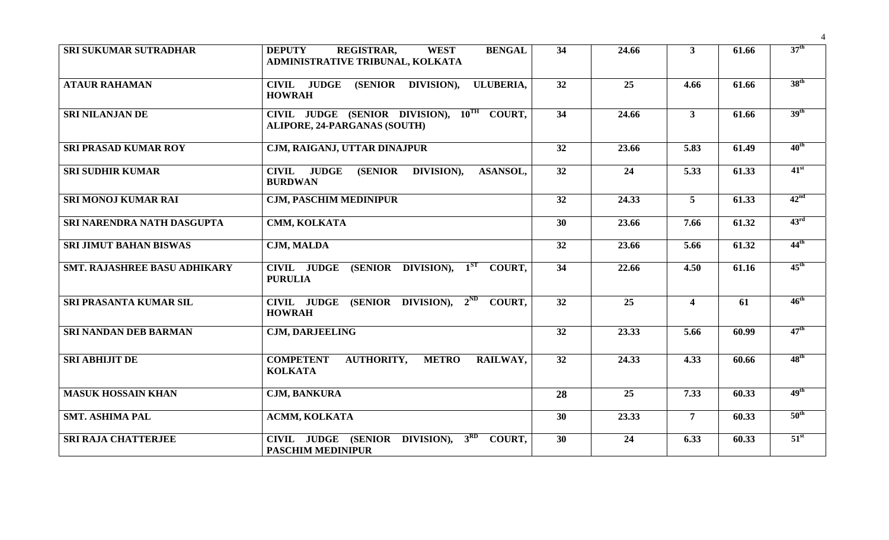| | | | | | | |
|---|---|---|---|---|---|---|
| **SRI SUKUMAR SUTRADHAR** | **DEPUTY REGISTRAR, WEST BENGAL ADMINISTRATIVE TRIBUNAL, KOLKATA** | **34** | **24.66** | **3** | **61.66** | **37th** |
| **ATAUR RAHAMAN** | **CIVIL JUDGE (SENIOR DIVISION), ULUBERIA, HOWRAH** | **32** | **25** | **4.66** | **61.66** | **38th** |
| **SRI NILANJAN DE** | **CIVIL JUDGE (SENIOR DIVISION), 10TH COURT, ALIPORE, 24-PARGANAS (SOUTH)** | **34** | **24.66** | **3** | **61.66** | **39th** |
| **SRI PRASAD KUMAR ROY** | **CJM, RAIGANJ, UTTAR DINAJPUR** | **32** | **23.66** | **5.83** | **61.49** | **40th** |
| **SRI SUDHIR KUMAR** | **CIVIL JUDGE (SENIOR DIVISION), ASANSOL, BURDWAN** | **32** | **24** | **5.33** | **61.33** | **41st** |
| **SRI MONOJ KUMAR RAI** | **CJM, PASCHIM MEDINIPUR** | **32** | **24.33** | **5** | **61.33** | **42nd** |
| **SRI NARENDRA NATH DASGUPTA** | **CMM, KOLKATA** | **30** | **23.66** | **7.66** | **61.32** | **43rd** |
| **SRI JIMUT BAHAN BISWAS** | **CJM, MALDA** | **32** | **23.66** | **5.66** | **61.32** | **44th** |
| **SMT. RAJASHREE BASU ADHIKARY** | **CIVIL JUDGE (SENIOR DIVISION), 1ST COURT, PURULIA** | **34** | **22.66** | **4.50** | **61.16** | **45th** |
| **SRI PRASANTA KUMAR SIL** | **CIVIL JUDGE (SENIOR DIVISION), 2ND COURT, HOWRAH** | **32** | **25** | **4** | **61** | **46th** |
| **SRI NANDAN DEB BARMAN** | **CJM, DARJEELING** | **32** | **23.33** | **5.66** | **60.99** | **47th** |
| **SRI ABHIJIT DE** | **COMPETENT AUTHORITY, METRO RAILWAY, KOLKATA** | **32** | **24.33** | **4.33** | **60.66** | **48th** |
| **MASUK HOSSAIN KHAN** | **CJM, BANKURA** | **28** | **25** | **7.33** | **60.33** | **49th** |
| **SMT. ASHIMA PAL** | **ACMM, KOLKATA** | **30** | **23.33** | **7** | **60.33** | **50th** |
| **SRI RAJA CHATTERJEE** | **CIVIL JUDGE (SENIOR DIVISION), 3RD COURT, PASCHIM MEDINIPUR** | **30** | **24** | **6.33** | **60.33** | **51st** |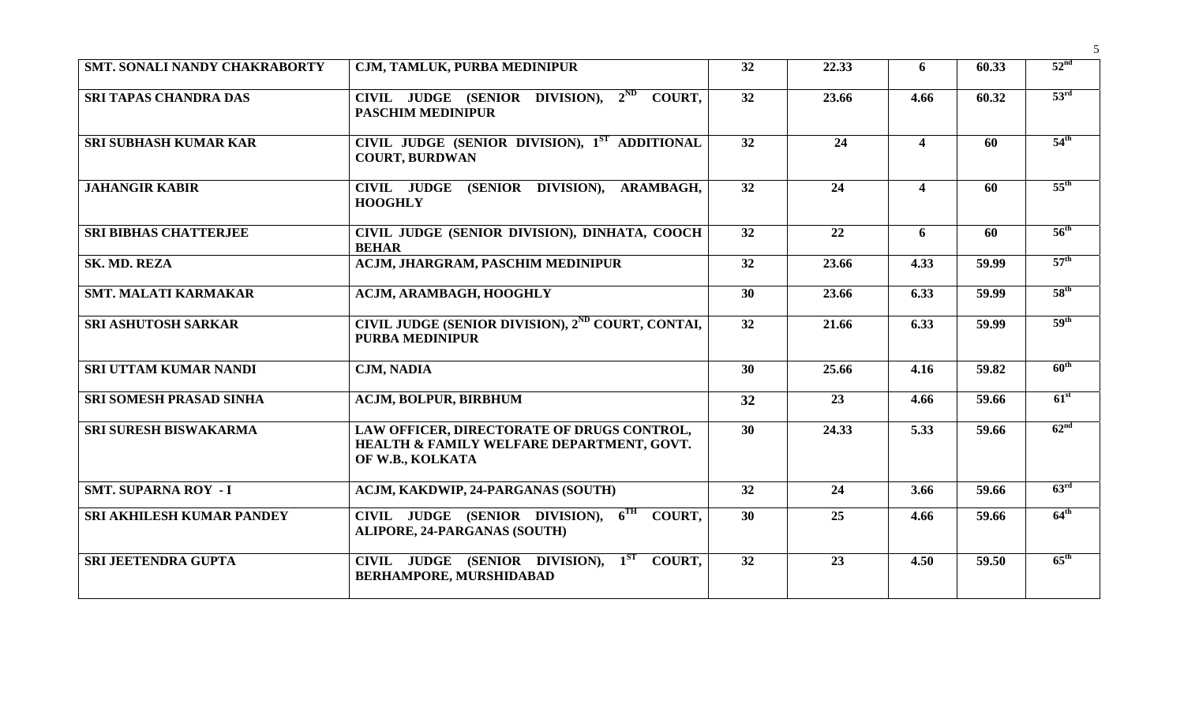| | | | | | | |
|---|---|---|---|---|---|---|
| SMT. SONALI NANDY CHAKRABORTY | CJM, TAMLUK, PURBA MEDINIPUR | 32 | 22.33 | 6 | 60.33 | 52nd |
| SRI TAPAS CHANDRA DAS | CIVIL JUDGE (SENIOR DIVISION), 2ND COURT, PASCHIM MEDINIPUR | 32 | 23.66 | 4.66 | 60.32 | 53rd |
| SRI SUBHASH KUMAR KAR | CIVIL JUDGE (SENIOR DIVISION), 1ST ADDITIONAL COURT, BURDWAN | 32 | 24 | 4 | 60 | 54th |
| JAHANGIR KABIR | CIVIL JUDGE (SENIOR DIVISION), ARAMBAGH, HOOGHLY | 32 | 24 | 4 | 60 | 55th |
| SRI BIBHAS CHATTERJEE | CIVIL JUDGE (SENIOR DIVISION), DINHATA, COOCH BEHAR | 32 | 22 | 6 | 60 | 56th |
| SK. MD. REZA | ACJM, JHARGRAM, PASCHIM MEDINIPUR | 32 | 23.66 | 4.33 | 59.99 | 57th |
| SMT. MALATI KARMAKAR | ACJM, ARAMBAGH, HOOGHLY | 30 | 23.66 | 6.33 | 59.99 | 58th |
| SRI ASHUTOSH SARKAR | CIVIL JUDGE (SENIOR DIVISION), 2ND COURT, CONTAI, PURBA MEDINIPUR | 32 | 21.66 | 6.33 | 59.99 | 59th |
| SRI UTTAM KUMAR NANDI | CJM, NADIA | 30 | 25.66 | 4.16 | 59.82 | 60th |
| SRI SOMESH PRASAD SINHA | ACJM, BOLPUR, BIRBHUM | 32 | 23 | 4.66 | 59.66 | 61st |
| SRI SURESH BISWAKARMA | LAW OFFICER, DIRECTORATE OF DRUGS CONTROL, HEALTH & FAMILY WELFARE DEPARTMENT, GOVT. OF W.B., KOLKATA | 30 | 24.33 | 5.33 | 59.66 | 62nd |
| SMT. SUPARNA ROY - I | ACJM, KAKDWIP, 24-PARGANAS (SOUTH) | 32 | 24 | 3.66 | 59.66 | 63rd |
| SRI AKHILESH KUMAR PANDEY | CIVIL JUDGE (SENIOR DIVISION), 6TH COURT, ALIPORE, 24-PARGANAS (SOUTH) | 30 | 25 | 4.66 | 59.66 | 64th |
| SRI JEETENDRA GUPTA | CIVIL JUDGE (SENIOR DIVISION), 1ST COURT, BERHAMPORE, MURSHIDABAD | 32 | 23 | 4.50 | 59.50 | 65th |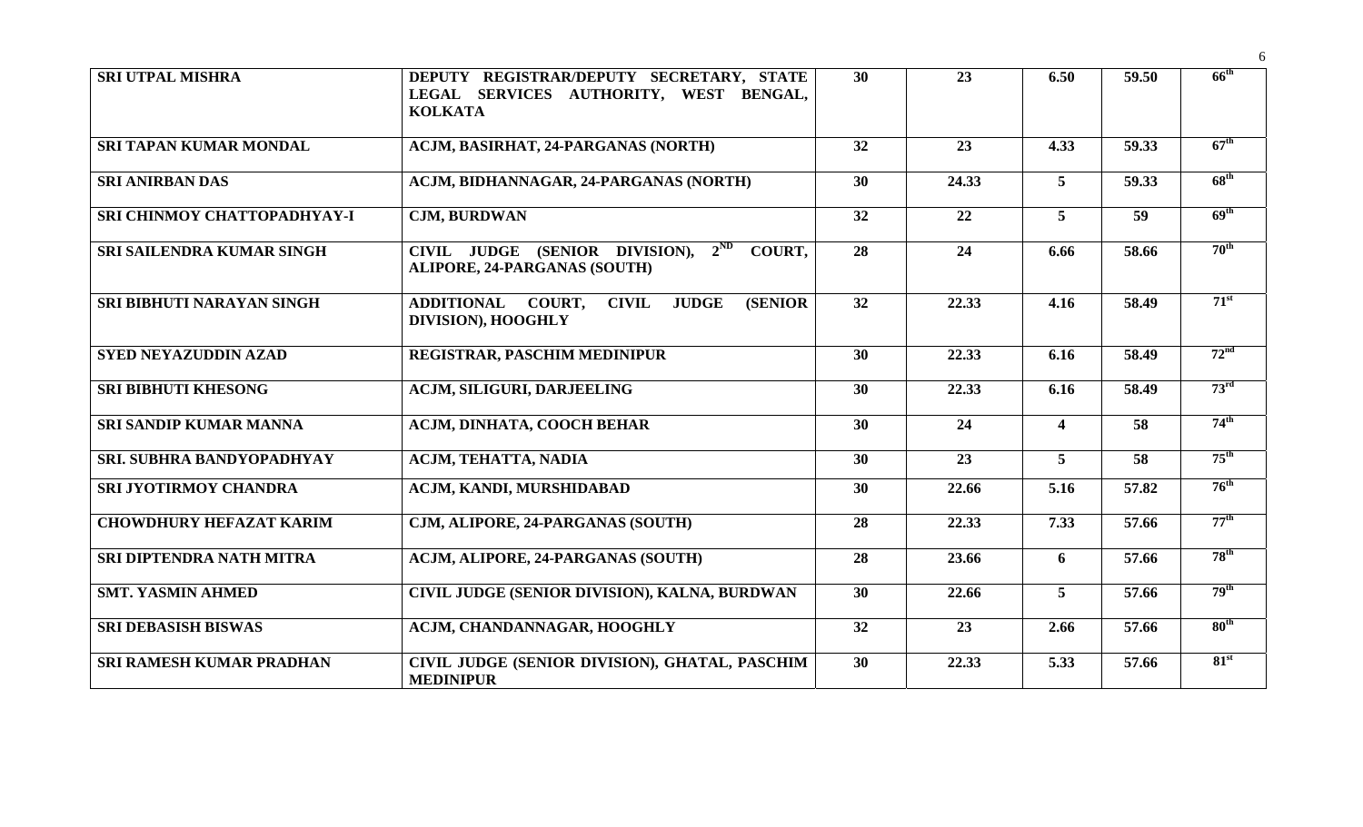| | | | | | | |
|---|---|---|---|---|---|---|
| **SRI UTPAL MISHRA** | **DEPUTY REGISTRAR/DEPUTY SECRETARY, STATE LEGAL SERVICES AUTHORITY, WEST BENGAL, KOLKATA** | **30** | **23** | **6.50** | **59.50** | **66th** |
| **SRI TAPAN KUMAR MONDAL** | **ACJM, BASIRHAT, 24-PARGANAS (NORTH)** | **32** | **23** | **4.33** | **59.33** | **67th** |
| **SRI ANIRBAN DAS** | **ACJM, BIDHANNAGAR, 24-PARGANAS (NORTH)** | **30** | **24.33** | **5** | **59.33** | **68th** |
| **SRI CHINMOY CHATTOPADHYAY-I** | **CJM, BURDWAN** | **32** | **22** | **5** | **59** | **69th** |
| **SRI SAILENDRA KUMAR SINGH** | **CIVIL JUDGE (SENIOR DIVISION), 2ND COURT, ALIPORE, 24-PARGANAS (SOUTH)** | **28** | **24** | **6.66** | **58.66** | **70th** |
| **SRI BIBHUTI NARAYAN SINGH** | **ADDITIONAL COURT, CIVIL JUDGE (SENIOR DIVISION), HOOGHLY** | **32** | **22.33** | **4.16** | **58.49** | **71st** |
| **SYED NEYAZUDDIN AZAD** | **REGISTRAR, PASCHIM MEDINIPUR** | **30** | **22.33** | **6.16** | **58.49** | **72nd** |
| **SRI BIBHUTI KHESONG** | **ACJM, SILIGURI, DARJEELING** | **30** | **22.33** | **6.16** | **58.49** | **73rd** |
| **SRI SANDIP KUMAR MANNA** | **ACJM, DINHATA, COOCH BEHAR** | **30** | **24** | **4** | **58** | **74th** |
| **SRI. SUBHRA BANDYOPADHYAY** | **ACJM, TEHATTA, NADIA** | **30** | **23** | **5** | **58** | **75th** |
| **SRI JYOTIRMOY CHANDRA** | **ACJM, KANDI, MURSHIDABAD** | **30** | **22.66** | **5.16** | **57.82** | **76th** |
| **CHOWDHURY HEFAZAT KARIM** | **CJM, ALIPORE, 24-PARGANAS (SOUTH)** | **28** | **22.33** | **7.33** | **57.66** | **77th** |
| **SRI DIPTENDRA NATH MITRA** | **ACJM, ALIPORE, 24-PARGANAS (SOUTH)** | **28** | **23.66** | **6** | **57.66** | **78th** |
| **SMT. YASMIN AHMED** | **CIVIL JUDGE (SENIOR DIVISION), KALNA, BURDWAN** | **30** | **22.66** | **5** | **57.66** | **79th** |
| **SRI DEBASISH BISWAS** | **ACJM, CHANDANNAGAR, HOOGHLY** | **32** | **23** | **2.66** | **57.66** | **80th** |
| **SRI RAMESH KUMAR PRADHAN** | **CIVIL JUDGE (SENIOR DIVISION), GHATAL, PASCHIM MEDINIPUR** | **30** | **22.33** | **5.33** | **57.66** | **81st** |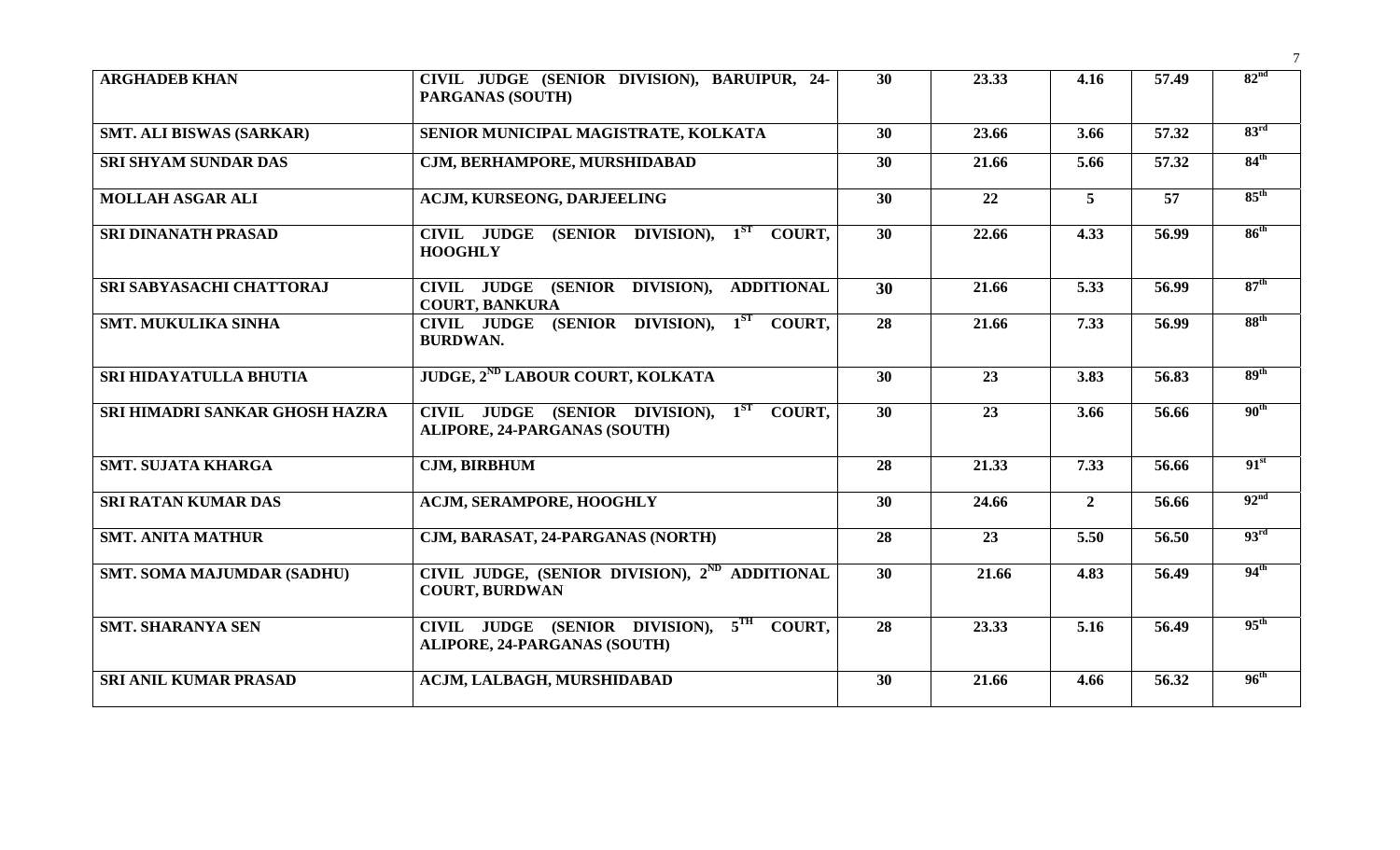| | | | | | | |
|---|---|---|---|---|---|---|
| **ARGHADEB KHAN** | **CIVIL JUDGE (SENIOR DIVISION), BARUIPUR, 24-PARGANAS (SOUTH)** | **30** | **23.33** | **4.16** | **57.49** | **82nd** |
| **SMT. ALI BISWAS (SARKAR)** | **SENIOR MUNICIPAL MAGISTRATE, KOLKATA** | **30** | **23.66** | **3.66** | **57.32** | **83rd** |
| **SRI SHYAM SUNDAR DAS** | **CJM, BERHAMPORE, MURSHIDABAD** | **30** | **21.66** | **5.66** | **57.32** | **84th** |
| **MOLLAH ASGAR ALI** | **ACJM, KURSEONG, DARJEELING** | **30** | **22** | **5** | **57** | **85th** |
| **SRI DINANATH PRASAD** | **CIVIL JUDGE (SENIOR DIVISION), 1ST COURT, HOOGHLY** | **30** | **22.66** | **4.33** | **56.99** | **86th** |
| **SRI SABYASACHI CHATTORAJ** | **CIVIL JUDGE (SENIOR DIVISION), ADDITIONAL COURT, BANKURA** | **30** | **21.66** | **5.33** | **56.99** | **87th** |
| **SMT. MUKULIKA SINHA** | **CIVIL JUDGE (SENIOR DIVISION), 1ST COURT, BURDWAN.** | **28** | **21.66** | **7.33** | **56.99** | **88th** |
| **SRI HIDAYATULLA BHUTIA** | **JUDGE, 2ND LABOUR COURT, KOLKATA** | **30** | **23** | **3.83** | **56.83** | **89th** |
| **SRI HIMADRI SANKAR GHOSH HAZRA** | **CIVIL JUDGE (SENIOR DIVISION), 1ST COURT, ALIPORE, 24-PARGANAS (SOUTH)** | **30** | **23** | **3.66** | **56.66** | **90th** |
| **SMT. SUJATA KHARGA** | **CJM, BIRBHUM** | **28** | **21.33** | **7.33** | **56.66** | **91st** |
| **SRI RATAN KUMAR DAS** | **ACJM, SERAMPORE, HOOGHLY** | **30** | **24.66** | **2** | **56.66** | **92nd** |
| **SMT. ANITA MATHUR** | **CJM, BARASAT, 24-PARGANAS (NORTH)** | **28** | **23** | **5.50** | **56.50** | **93rd** |
| **SMT. SOMA MAJUMDAR (SADHU)** | **CIVIL JUDGE, (SENIOR DIVISION), 2ND ADDITIONAL COURT, BURDWAN** | **30** | **21.66** | **4.83** | **56.49** | **94th** |
| **SMT. SHARANYA SEN** | **CIVIL JUDGE (SENIOR DIVISION), 5TH COURT, ALIPORE, 24-PARGANAS (SOUTH)** | **28** | **23.33** | **5.16** | **56.49** | **95th** |
| **SRI ANIL KUMAR PRASAD** | **ACJM, LALBAGH, MURSHIDABAD** | **30** | **21.66** | **4.66** | **56.32** | **96th** |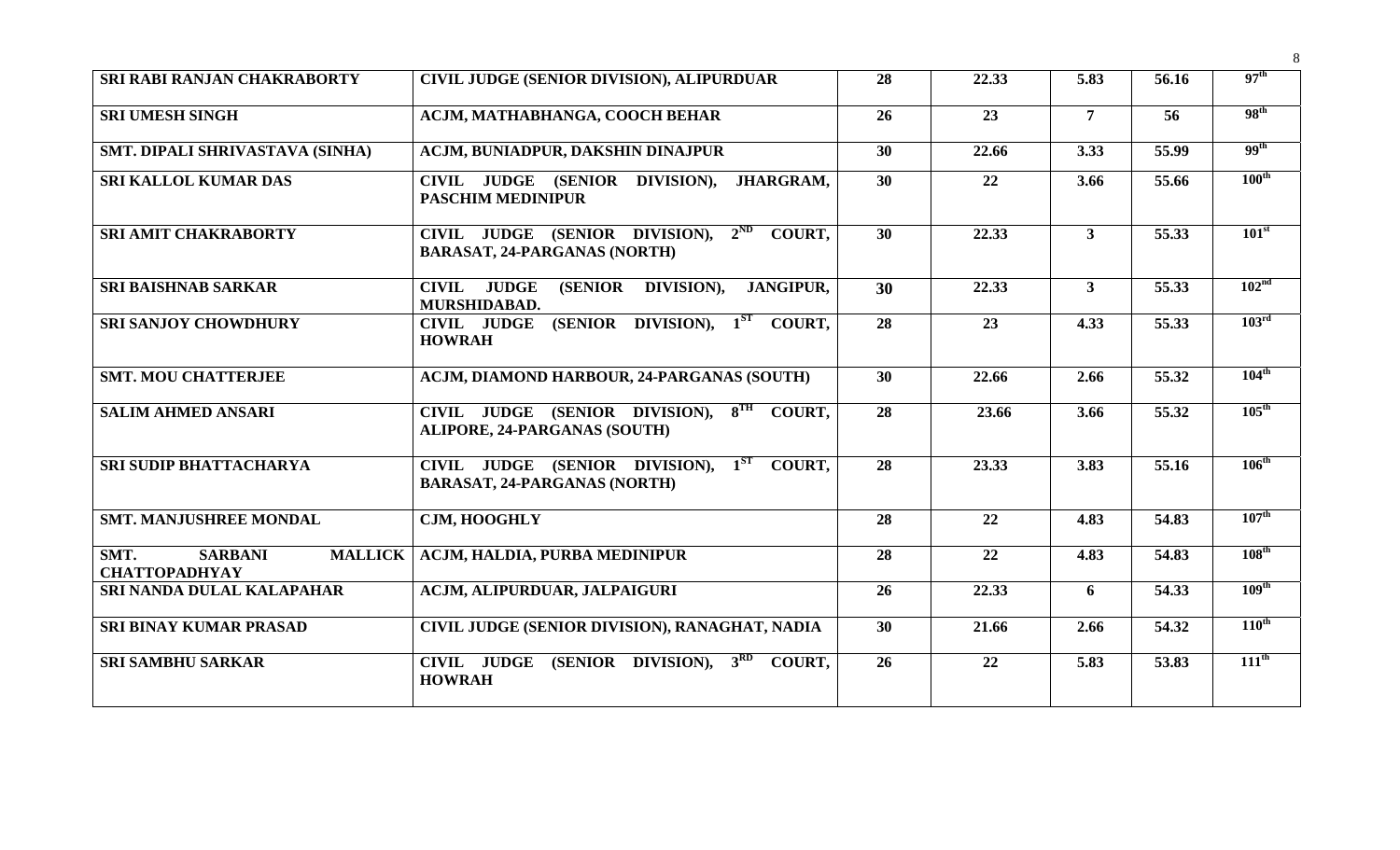| | | | | | | |
|---|---|---|---|---|---|---|
| **SRI RABI RANJAN CHAKRABORTY** | **CIVIL JUDGE (SENIOR DIVISION), ALIPURDUAR** | **28** | **22.33** | **5.83** | **56.16** | **97th** |
| **SRI UMESH SINGH** | **ACJM, MATHABHANGA, COOCH BEHAR** | **26** | **23** | **7** | **56** | **98th** |
| **SMT. DIPALI SHRIVASTAVA (SINHA)** | **ACJM, BUNIADPUR, DAKSHIN DINAJPUR** | **30** | **22.66** | **3.33** | **55.99** | **99th** |
| **SRI KALLOL KUMAR DAS** | **CIVIL JUDGE (SENIOR DIVISION), JHARGRAM, PASCHIM MEDINIPUR** | **30** | **22** | **3.66** | **55.66** | **100th** |
| **SRI AMIT CHAKRABORTY** | **CIVIL JUDGE (SENIOR DIVISION), 2ND COURT, BARASAT, 24-PARGANAS (NORTH)** | **30** | **22.33** | **3** | **55.33** | **101st** |
| **SRI BAISHNAB SARKAR** | **CIVIL JUDGE (SENIOR DIVISION), JANGIPUR, MURSHIDABAD.** | **30** | **22.33** | **3** | **55.33** | **102nd** |
| **SRI SANJOY CHOWDHURY** | **CIVIL JUDGE (SENIOR DIVISION), 1ST COURT, HOWRAH** | **28** | **23** | **4.33** | **55.33** | **103rd** |
| **SMT. MOU CHATTERJEE** | **ACJM, DIAMOND HARBOUR, 24-PARGANAS (SOUTH)** | **30** | **22.66** | **2.66** | **55.32** | **104th** |
| **SALIM AHMED ANSARI** | **CIVIL JUDGE (SENIOR DIVISION), 8TH COURT, ALIPORE, 24-PARGANAS (SOUTH)** | **28** | **23.66** | **3.66** | **55.32** | **105th** |
| **SRI SUDIP BHATTACHARYA** | **CIVIL JUDGE (SENIOR DIVISION), 1ST COURT, BARASAT, 24-PARGANAS (NORTH)** | **28** | **23.33** | **3.83** | **55.16** | **106th** |
| **SMT. MANJUSHREE MONDAL** | **CJM, HOOGHLY** | **28** | **22** | **4.83** | **54.83** | **107th** |
| **SMT. SARBANI MALLICK CHATTOPADHYAY** | **ACJM, HALDIA, PURBA MEDINIPUR** | **28** | **22** | **4.83** | **54.83** | **108th** |
| **SRI NANDA DULAL KALAPAHAR** | **ACJM, ALIPURDUAR, JALPAIGURI** | **26** | **22.33** | **6** | **54.33** | **109th** |
| **SRI BINAY KUMAR PRASAD** | **CIVIL JUDGE (SENIOR DIVISION), RANAGHAT, NADIA** | **30** | **21.66** | **2.66** | **54.32** | **110th** |
| **SRI SAMBHU SARKAR** | **CIVIL JUDGE (SENIOR DIVISION), 3RD COURT, HOWRAH** | **26** | **22** | **5.83** | **53.83** | **111th** |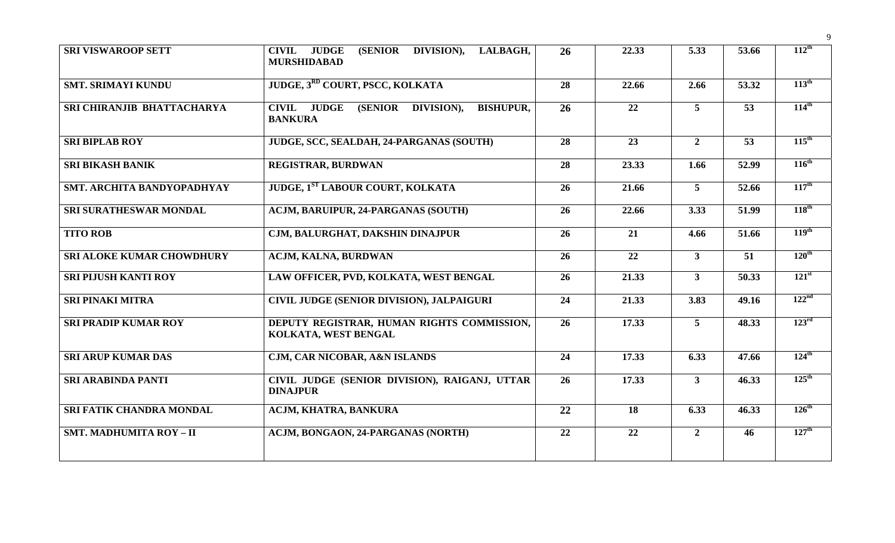| | | | | | | |
|---|---|---|---|---|---|---|
| SRI VISWAROOP SETT | CIVIL JUDGE (SENIOR DIVISION), LALBAGH, MURSHIDABAD | 26 | 22.33 | 5.33 | 53.66 | 112th |
| SMT. SRIMAYI KUNDU | JUDGE, 3RD COURT, PSCC, KOLKATA | 28 | 22.66 | 2.66 | 53.32 | 113th |
| SRI CHIRANJIB BHATTACHARYA | CIVIL JUDGE (SENIOR DIVISION), BISHUPUR, BANKURA | 26 | 22 | 5 | 53 | 114th |
| SRI BIPLAB ROY | JUDGE, SCC, SEALDAH, 24-PARGANAS (SOUTH) | 28 | 23 | 2 | 53 | 115th |
| SRI BIKASH BANIK | REGISTRAR, BURDWAN | 28 | 23.33 | 1.66 | 52.99 | 116th |
| SMT. ARCHITA BANDYOPADHYAY | JUDGE, 1ST LABOUR COURT, KOLKATA | 26 | 21.66 | 5 | 52.66 | 117th |
| SRI SURATHESWAR MONDAL | ACJM, BARUIPUR, 24-PARGANAS (SOUTH) | 26 | 22.66 | 3.33 | 51.99 | 118th |
| TITO ROB | CJM, BALURGHAT, DAKSHIN DINAJPUR | 26 | 21 | 4.66 | 51.66 | 119th |
| SRI ALOKE KUMAR CHOWDHURY | ACJM, KALNA, BURDWAN | 26 | 22 | 3 | 51 | 120th |
| SRI PIJUSH KANTI ROY | LAW OFFICER, PVD, KOLKATA, WEST BENGAL | 26 | 21.33 | 3 | 50.33 | 121st |
| SRI PINAKI MITRA | CIVIL JUDGE (SENIOR DIVISION), JALPAIGURI | 24 | 21.33 | 3.83 | 49.16 | 122nd |
| SRI PRADIP KUMAR ROY | DEPUTY REGISTRAR, HUMAN RIGHTS COMMISSION, KOLKATA, WEST BENGAL | 26 | 17.33 | 5 | 48.33 | 123rd |
| SRI ARUP KUMAR DAS | CJM, CAR NICOBAR, A&N ISLANDS | 24 | 17.33 | 6.33 | 47.66 | 124th |
| SRI ARABINDA PANTI | CIVIL JUDGE (SENIOR DIVISION), RAIGANJ, UTTAR DINAJPUR | 26 | 17.33 | 3 | 46.33 | 125th |
| SRI FATIK CHANDRA MONDAL | ACJM, KHATRA, BANKURA | 22 | 18 | 6.33 | 46.33 | 126th |
| SMT. MADHUMITA ROY – II | ACJM, BONGAON, 24-PARGANAS (NORTH) | 22 | 22 | 2 | 46 | 127th |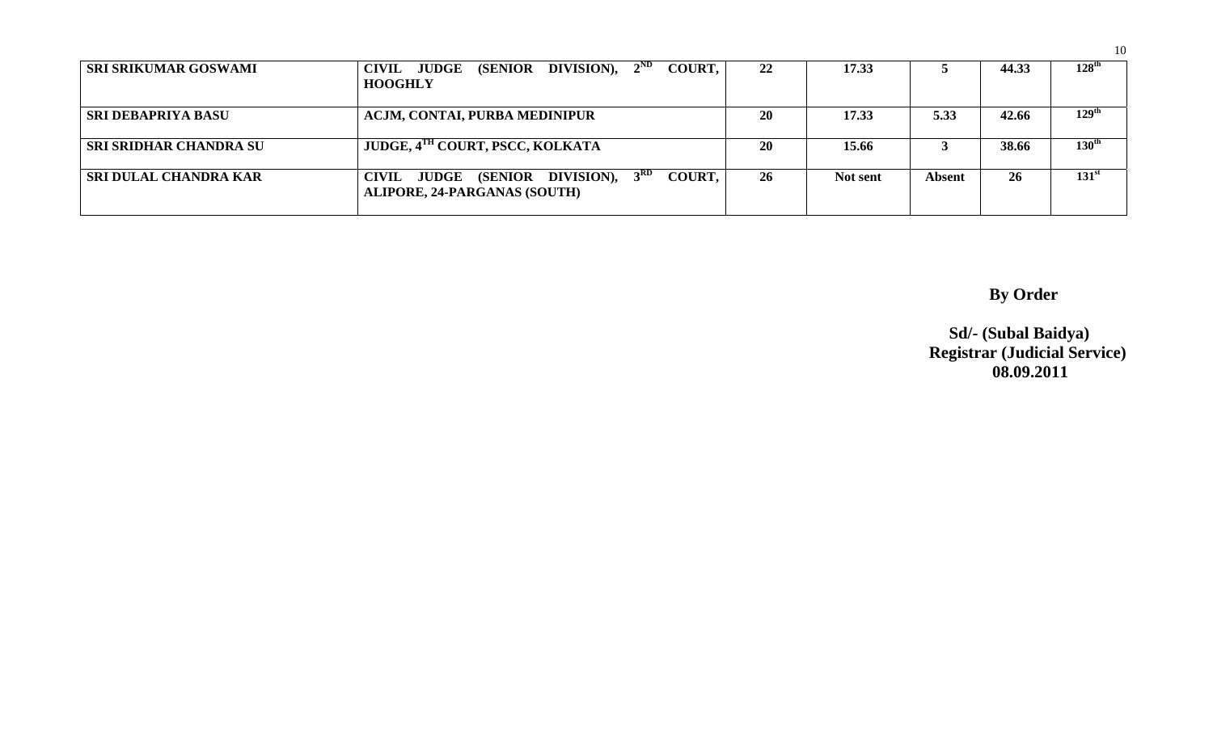| | | | | | | |
|---|---|---|---|---|---|---|
| SRI SRIKUMAR GOSWAMI | CIVIL JUDGE (SENIOR DIVISION), 2ND COURT, HOOGHLY | 22 | 17.33 | 5 | 44.33 | 128th |
| SRI DEBAPRIYA BASU | ACJM, CONTAI, PURBA MEDINIPUR | 20 | 17.33 | 5.33 | 42.66 | 129th |
| SRI SRIDHAR CHANDRA SU | JUDGE, 4TH COURT, PSCC, KOLKATA | 20 | 15.66 | 3 | 38.66 | 130th |
| SRI DULAL CHANDRA KAR | CIVIL JUDGE (SENIOR DIVISION), 3RD COURT, ALIPORE, 24-PARGANAS (SOUTH) | 26 | Not sent | Absent | 26 | 131st |

**By Order**

**Sd/- (Subal Baidya)**
**Registrar (Judicial Service)**
**08.09.2011**